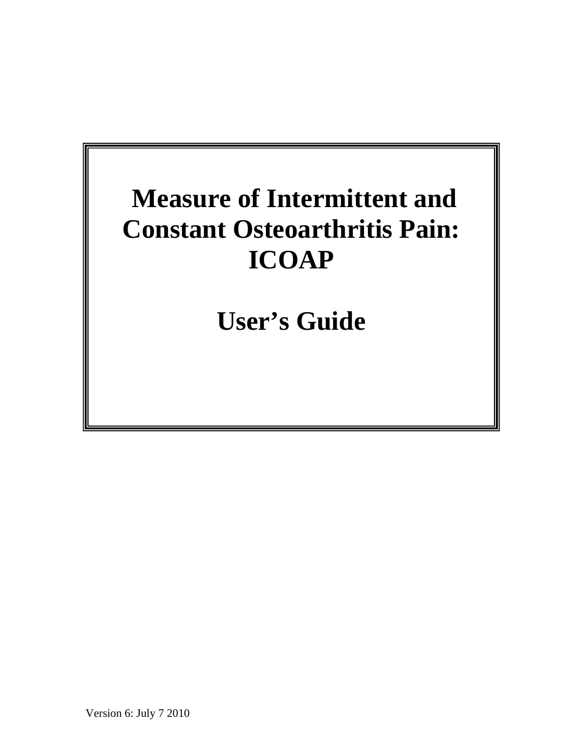# Measure of Intermittent and Constant Osteoarthritis Pain: ICOAP

# User's Guide

Version 6: July 7 2010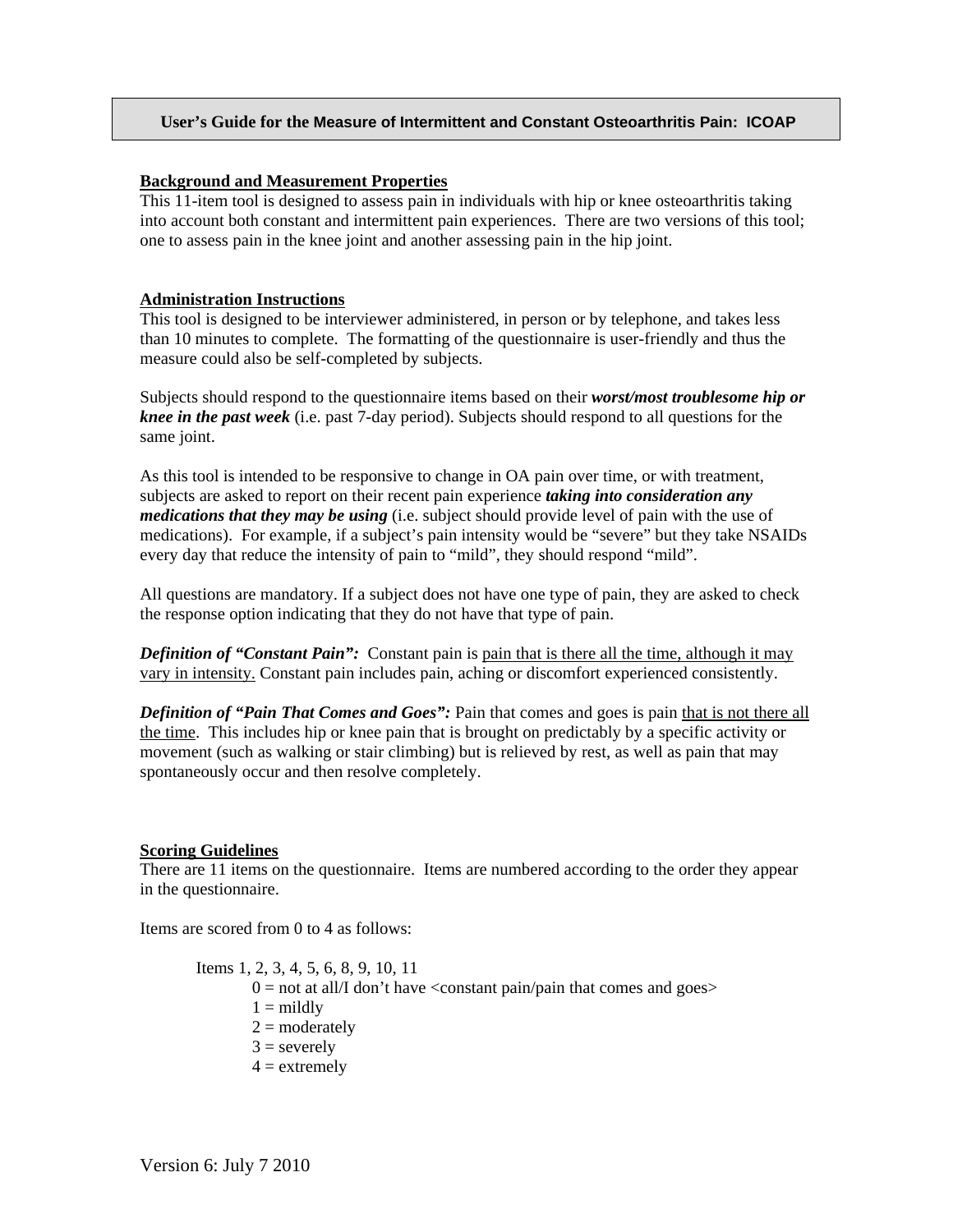# User's Guide for the Measure of Intermittent and Constant Osteoarthritis Pain: ICOAP

## Background and Measurement Properties

This 11-item tool is designed to assess pain in individuals with hip or knee osteoarthritis taking into account both constant and intermittent pain experiences. There are two versions of this tool; one to assess pain in the knee joint and another assessing pain in the hip joint.

## Administration Instructions

This tool is designed to be interviewer administered, in person or by telephone, and takes less than 10 minutes to complete. The formatting of the questionnaire is user-friendly and thus the measure could also be self-completed by subjects.

Subjects should respond to the questionnaire items based on their ***worst/most troublesome hip or knee in the past week*** (i.e. past 7-day period). Subjects should respond to all questions for the same joint.

As this tool is intended to be responsive to change in OA pain over time, or with treatment, subjects are asked to report on their recent pain experience ***taking into consideration any medications that they may be using*** (i.e. subject should provide level of pain with the use of medications). For example, if a subject's pain intensity would be "severe" but they take NSAIDs every day that reduce the intensity of pain to "mild", they should respond "mild".

All questions are mandatory. If a subject does not have one type of pain, they are asked to check the response option indicating that they do not have that type of pain.

***Definition of "Constant Pain":*** Constant pain is pain that is there all the time, although it may vary in intensity. Constant pain includes pain, aching or discomfort experienced consistently.

***Definition of "Pain That Comes and Goes":*** Pain that comes and goes is pain that is not there all the time. This includes hip or knee pain that is brought on predictably by a specific activity or movement (such as walking or stair climbing) but is relieved by rest, as well as pain that may spontaneously occur and then resolve completely.

## Scoring Guidelines

There are 11 items on the questionnaire. Items are numbered according to the order they appear in the questionnaire.

Items are scored from 0 to 4 as follows:

Items 1, 2, 3, 4, 5, 6, 8, 9, 10, 11

- 0 = not at all/I don't have <constant pain/pain that comes and goes>
- 1 = mildly
- 2 = moderately
- 3 = severely
- 4 = extremely

Version 6: July 7 2010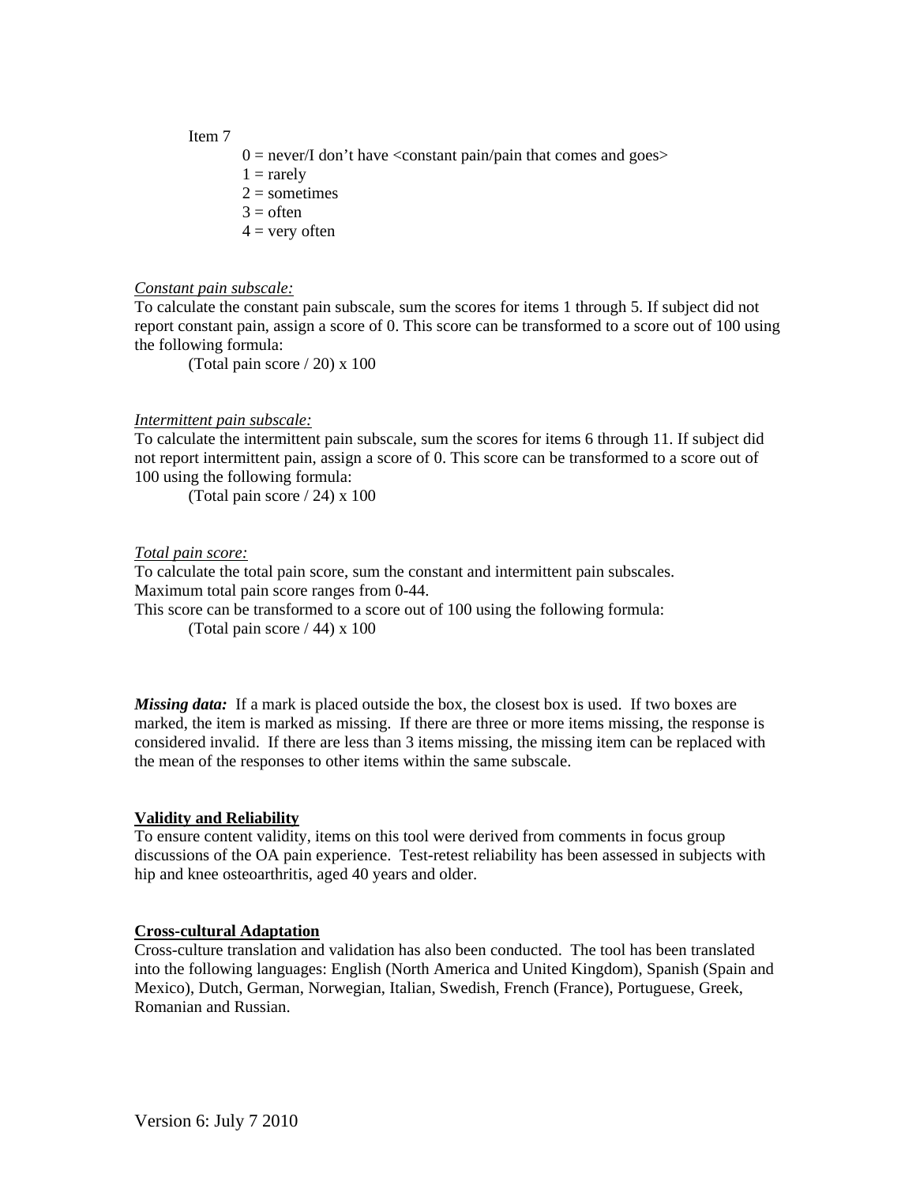Item 7

- 0 = never/I don't have <constant pain/pain that comes and goes>
- 1 = rarely
- 2 = sometimes
- 3 = often
- 4 = very often

*Constant pain subscale:*

To calculate the constant pain subscale, sum the scores for items 1 through 5. If subject did not report constant pain, assign a score of 0. This score can be transformed to a score out of 100 using the following formula:

(Total pain score / 20) x 100

*Intermittent pain subscale:*

To calculate the intermittent pain subscale, sum the scores for items 6 through 11. If subject did not report intermittent pain, assign a score of 0. This score can be transformed to a score out of 100 using the following formula:

(Total pain score / 24) x 100

*Total pain score:*

To calculate the total pain score, sum the constant and intermittent pain subscales.
Maximum total pain score ranges from 0-44.
This score can be transformed to a score out of 100 using the following formula:

(Total pain score / 44) x 100

***Missing data:*** If a mark is placed outside the box, the closest box is used. If two boxes are marked, the item is marked as missing. If there are three or more items missing, the response is considered invalid. If there are less than 3 items missing, the missing item can be replaced with the mean of the responses to other items within the same subscale.

## Validity and Reliability

To ensure content validity, items on this tool were derived from comments in focus group discussions of the OA pain experience. Test-retest reliability has been assessed in subjects with hip and knee osteoarthritis, aged 40 years and older.

## Cross-cultural Adaptation

Cross-culture translation and validation has also been conducted. The tool has been translated into the following languages: English (North America and United Kingdom), Spanish (Spain and Mexico), Dutch, German, Norwegian, Italian, Swedish, French (France), Portuguese, Greek, Romanian and Russian.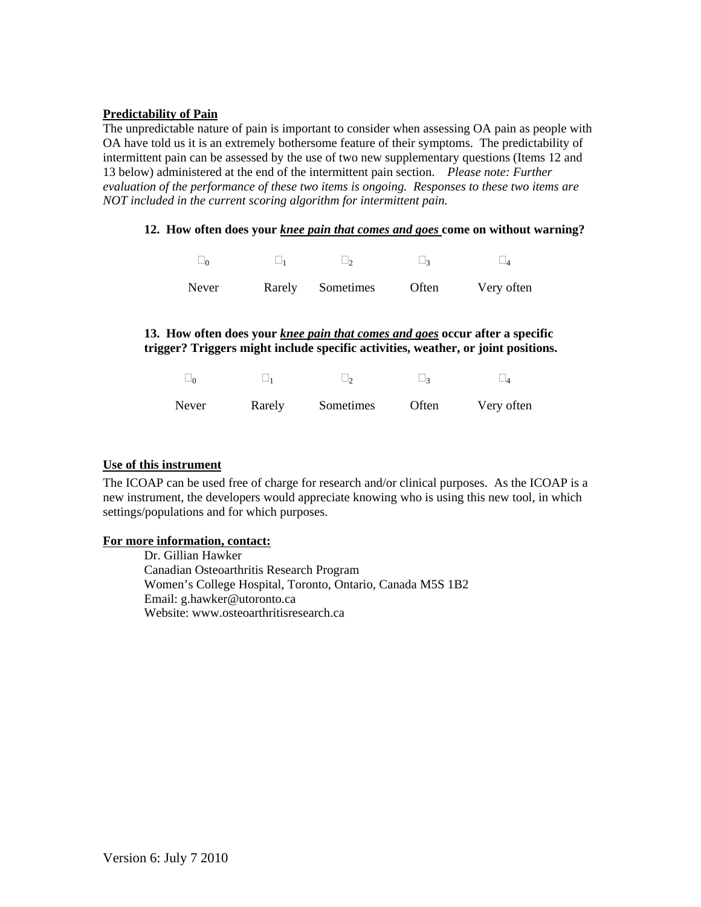**<u>Predictability of Pain</u>**

The unpredictable nature of pain is important to consider when assessing OA pain as people with OA have told us it is an extremely bothersome feature of their symptoms. The predictability of intermittent pain can be assessed by the use of two new supplementary questions (Items 12 and 13 below) administered at the end of the intermittent pain section. *Please note: Further evaluation of the performance of these two items is ongoing. Responses to these two items are NOT included in the current scoring algorithm for intermittent pain.*

**12. How often does your *<u>knee pain that comes and goes</u>* come on without warning?**

| ☐0 | ☐1 | ☐2 | ☐3 | ☐4 |
|---|---|---|---|---|
| Never | Rarely | Sometimes | Often | Very often |

**13. How often does your *<u>knee pain that comes and goes</u>* occur after a specific trigger? Triggers might include specific activities, weather, or joint positions.**

| ☐0 | ☐1 | ☐2 | ☐3 | ☐4 |
|---|---|---|---|---|
| Never | Rarely | Sometimes | Often | Very often |

**<u>Use of this instrument</u>**

The ICOAP can be used free of charge for research and/or clinical purposes. As the ICOAP is a new instrument, the developers would appreciate knowing who is using this new tool, in which settings/populations and for which purposes.

**<u>For more information, contact:</u>**

Dr. Gillian Hawker
Canadian Osteoarthritis Research Program
Women's College Hospital, Toronto, Ontario, Canada M5S 1B2
Email: g.hawker@utoronto.ca
Website: www.osteoarthritisresearch.ca

Version 6: July 7 2010